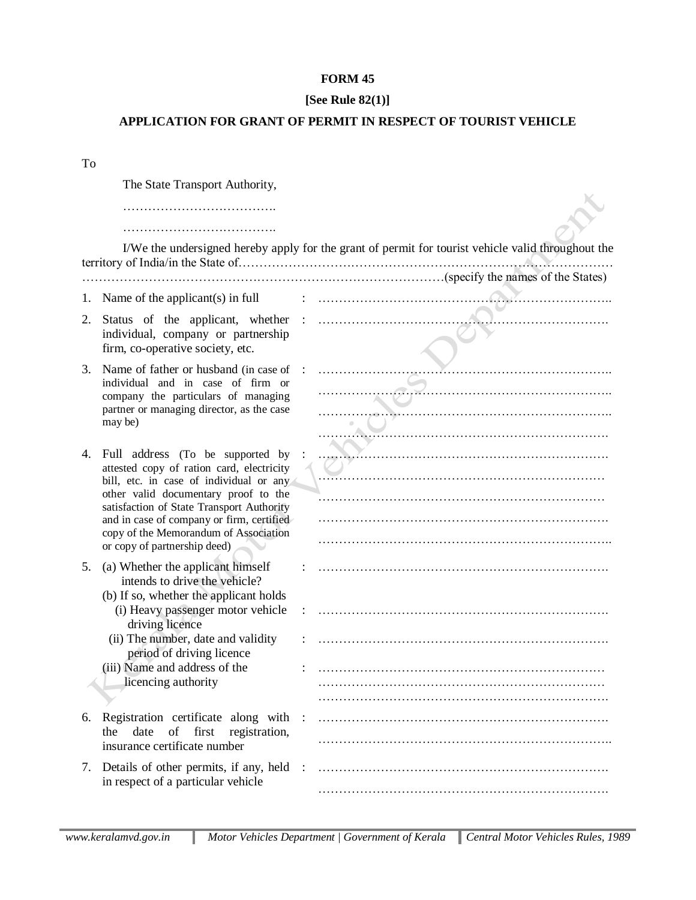**FORM 45**

**[See Rule 82(1)]**

**APPLICATION FOR GRANT OF PERMIT IN RESPECT OF TOURIST VEHICLE**

To

The State Transport Authority,

……………………………….

……………………………….

I/We the undersigned hereby apply for the grant of permit for tourist vehicle valid throughout the territory of India/in the State of…………………………………………………………………………… ……………………………………………………………………………(specify the names of the States)

1. Name of the applicant(s) in full : ……………………………………………………………..

2. Status of the applicant, whether individual, company or partnership firm, co-operative society, etc. : ……………………………………………………………

3. Name of father or husband (in case of individual and in case of firm or company the particulars of managing partner or managing director, as the case may be) : ……………………………………………………………..
……………………………………………………………..
……………………………………………………………..
……………………………………………………………

4. Full address (To be supported by attested copy of ration card, electricity bill, etc. in case of individual or any other valid documentary proof to the satisfaction of State Transport Authority and in case of company or firm, certified copy of the Memorandum of Association or copy of partnership deed) : ……………………………………………………………
……………………………………………………………
……………………………………………………………
……………………………………………………………
……………………………………………………………..

5. (a) Whether the applicant himself intends to drive the vehicle? : ……………………………………………………………
   (b) If so, whether the applicant holds
   (i) Heavy passenger motor vehicle driving licence : ……………………………………………………………
   (ii) The number, date and validity period of driving licence : ……………………………………………………………
   (iii) Name and address of the licencing authority : ……………………………………………………………
……………………………………………………………
……………………………………………………………

6. Registration certificate along with the date of first registration, insurance certificate number : ……………………………………………………………
……………………………………………………………..

7. Details of other permits, if any, held in respect of a particular vehicle : ……………………………………………………………
……………………………………………………………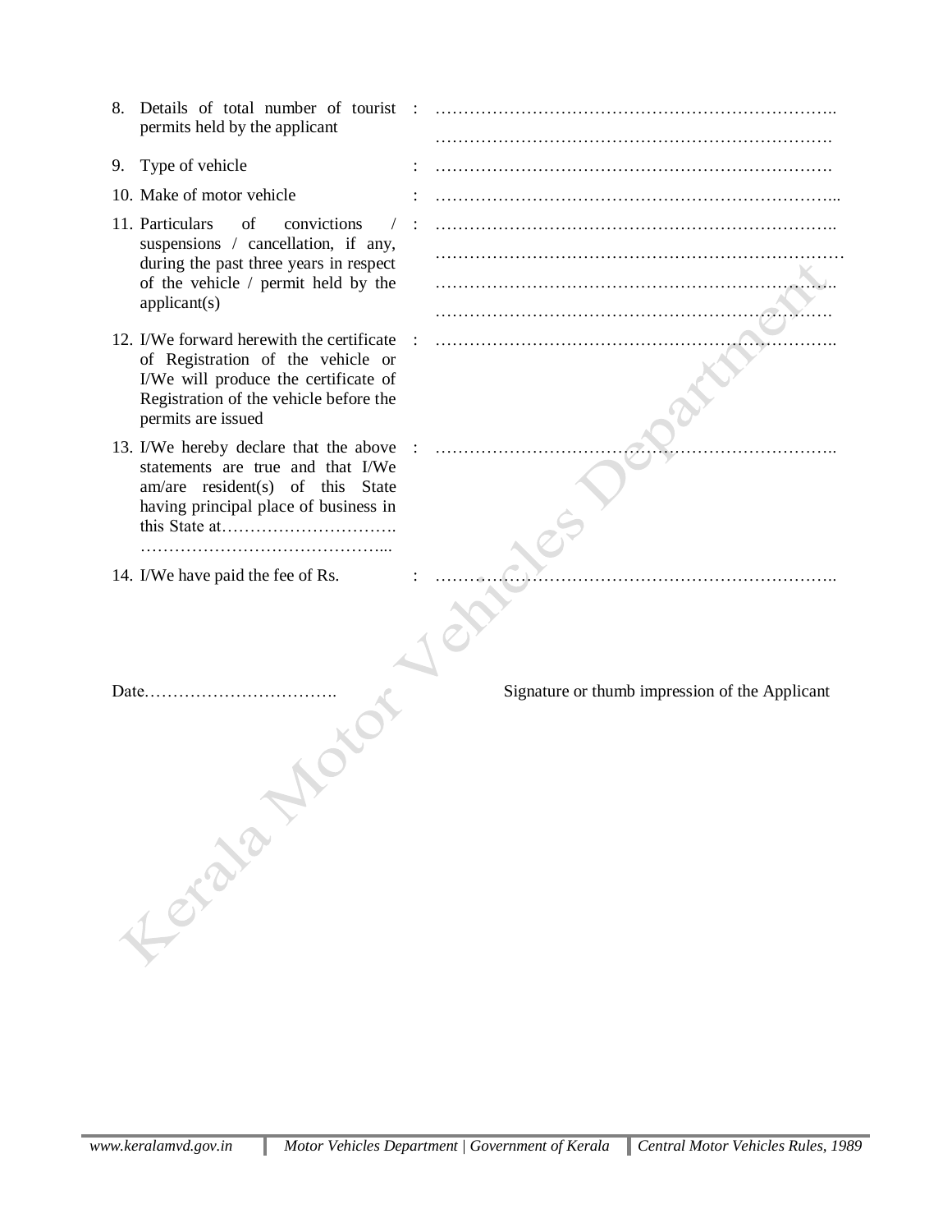8. Details of total number of tourist permits held by the applicant : ……………………………………………………………..
……………………………………………………………

9. Type of vehicle : …………………………………………………………….

10. Make of motor vehicle : ……………………………………………………………...

11. Particulars of convictions / suspensions / cancellation, if any, during the past three years in respect of the vehicle / permit held by the applicant(s) : ……………………………………………………………..
………………………………………………………………
……………………………………………………………..
……………………………………………………………

12. I/We forward herewith the certificate of Registration of the vehicle or I/We will produce the certificate of Registration of the vehicle before the permits are issued : ……………………………………………………………..

13. I/We hereby declare that the above statements are true and that I/We am/are resident(s) of this State having principal place of business in this State at…………………………. ……………………………………... : ……………………………………………………………..

14. I/We have paid the fee of Rs. : ……………………………………………………………..

Date…………………………….

Signature or thumb impression of the Applicant